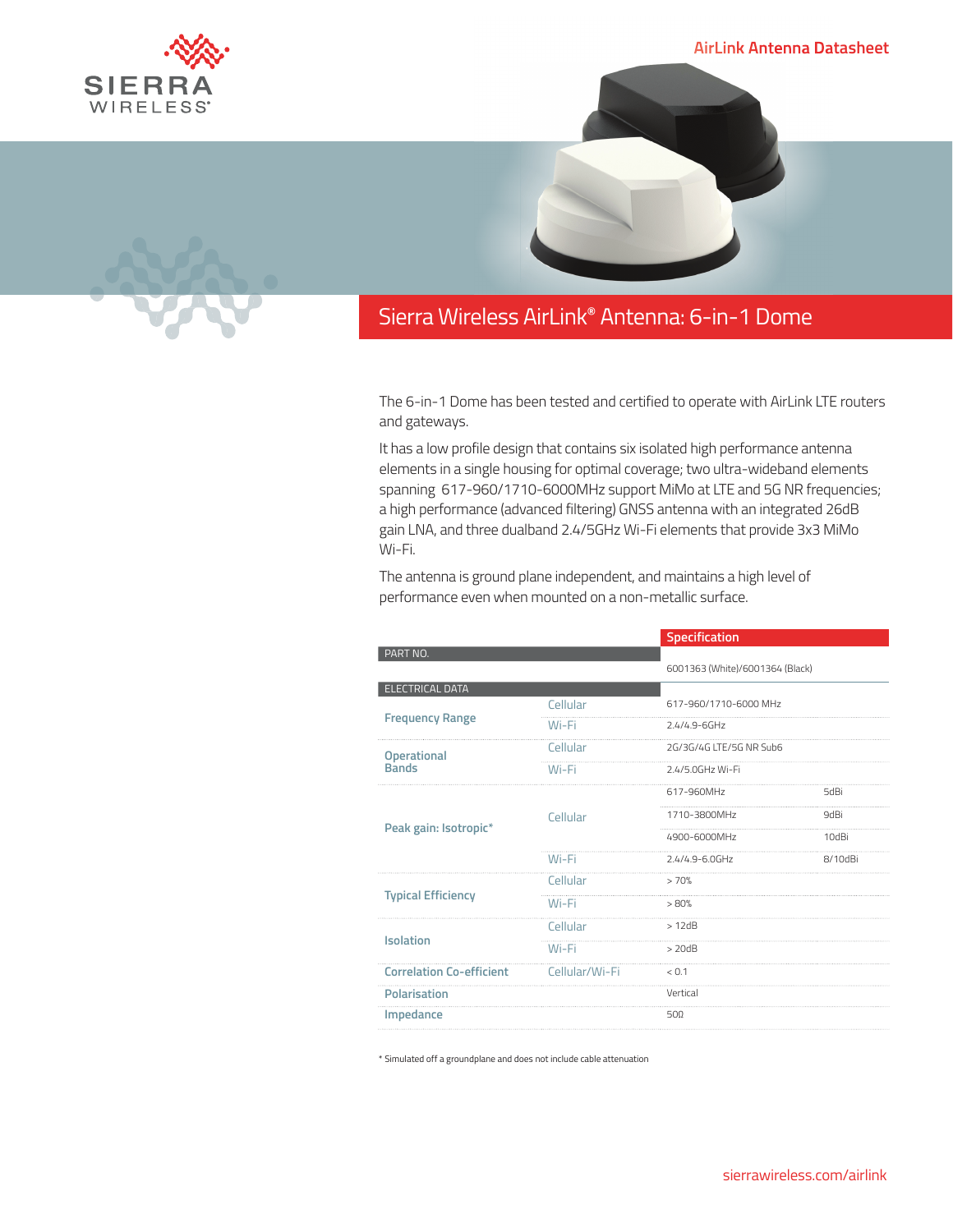# Sierra Wireless AirLink® Antenna: 6-in-1 Dome

The 6-in-1 Dome has been tested and certified to operate with AirLink LTE routers and gateways.

It has a low profile design that contains six isolated high performance antenna elements in a single housing for optimal coverage; two ultra-wideband elements spanning 617-960/1710-6000MHz support MiMo at LTE and 5G NR frequencies; a high performance (advanced filtering) GNSS antenna with an integrated 26dB gain LNA, and three dualband 2.4/5GHz Wi-Fi elements that provide 3x3 MiMo Wi-Fi.

The antenna is ground plane independent, and maintains a high level of performance even when mounted on a non-metallic surface.

| | | Specification | |
|---|---|---|---|
| **PART NO.** | | 6001363 (White)/6001364 (Black) | |
| **ELECTRICAL DATA** | | | |
| Frequency Range | Cellular | 617-960/1710-6000 MHz | |
| | Wi-Fi | 2.4/4.9-6GHz | |
| Operational Bands | Cellular | 2G/3G/4G LTE/5G NR Sub6 | |
| | Wi-Fi | 2.4/5.0GHz Wi-Fi | |
| Peak gain: Isotropic* | Cellular | 617-960MHz | 5dBi |
| | | 1710-3800MHz | 9dBi |
| | | 4900-6000MHz | 10dBi |
| | Wi-Fi | 2.4/4.9-6.0GHz | 8/10dBi |
| Typical Efficiency | Cellular | > 70% | |
| | Wi-Fi | > 80% | |
| Isolation | Cellular | > 12dB | |
| | Wi-Fi | > 20dB | |
| Correlation Co-efficient | Cellular/Wi-Fi | < 0.1 | |
| Polarisation | | Vertical | |
| Impedance | | 50Ω | |

* Simulated off a groundplane and does not include cable attenuation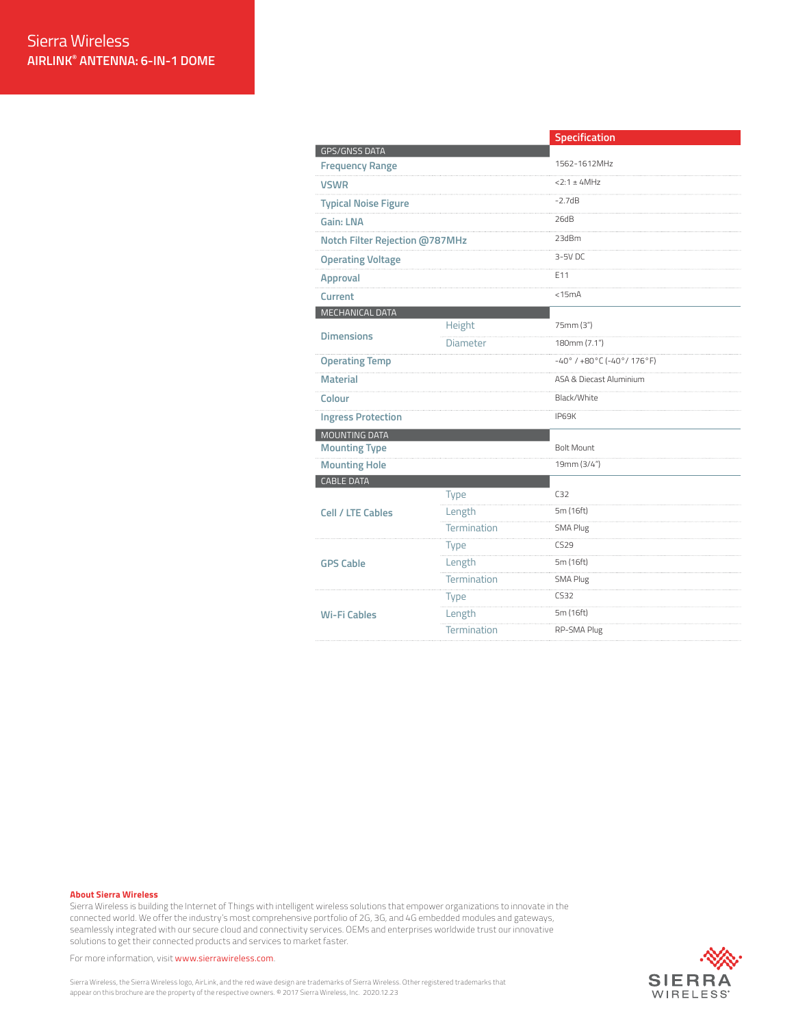Sierra Wireless
**AIRLINK® ANTENNA: 6-IN-1 DOME**

| | | Specification |
|---|---|---|
| **GPS/GNSS DATA** | | |
| Frequency Range | | 1562-1612MHz |
| VSWR | | <2:1 ± 4MHz |
| Typical Noise Figure | | -2.7dB |
| Gain: LNA | | 26dB |
| Notch Filter Rejection @787MHz | | 23dBm |
| Operating Voltage | | 3-5V DC |
| Approval | | E11 |
| Current | | <15mA |
| **MECHANICAL DATA** | | |
| Dimensions | Height | 75mm (3") |
| | Diameter | 180mm (7.1") |
| Operating Temp | | -40° / +80°C (-40°/ 176°F) |
| Material | | ASA & Diecast Aluminium |
| Colour | | Black/White |
| Ingress Protection | | IP69K |
| **MOUNTING DATA** | | |
| Mounting Type | | Bolt Mount |
| Mounting Hole | | 19mm (3/4") |
| **CABLE DATA** | | |
| Cell / LTE Cables | Type | C32 |
| | Length | 5m (16ft) |
| | Termination | SMA Plug |
| GPS Cable | Type | CS29 |
| | Length | 5m (16ft) |
| | Termination | SMA Plug |
| Wi-Fi Cables | Type | CS32 |
| | Length | 5m (16ft) |
| | Termination | RP-SMA Plug |

**About Sierra Wireless**

Sierra Wireless is building the Internet of Things with intelligent wireless solutions that empower organizations to innovate in the connected world. We offer the industry's most comprehensive portfolio of 2G, 3G, and 4G embedded modules and gateways, seamlessly integrated with our secure cloud and connectivity services. OEMs and enterprises worldwide trust our innovative solutions to get their connected products and services to market faster.

For more information, visit www.sierrawireless.com.

Sierra Wireless, the Sierra Wireless logo, AirLink, and the red wave design are trademarks of Sierra Wireless. Other registered trademarks that appear on this brochure are the property of the respective owners. © 2017 Sierra Wireless, Inc. 2020.12.23

SIERRA WIRELESS®